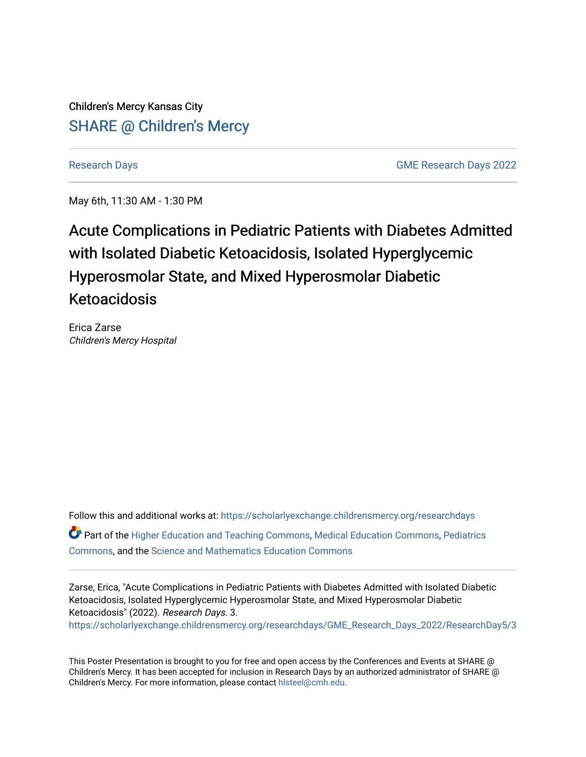Children's Mercy Kansas City

## SHARE @ Children's Mercy

Research Days | GME Research Days 2022

May 6th, 11:30 AM - 1:30 PM

# Acute Complications in Pediatric Patients with Diabetes Admitted with Isolated Diabetic Ketoacidosis, Isolated Hyperglycemic Hyperosmolar State, and Mixed Hyperosmolar Diabetic Ketoacidosis

Erica Zarse
*Children's Mercy Hospital*

Follow this and additional works at: https://scholarlyexchange.childrensmercy.org/researchdays

Part of the Higher Education and Teaching Commons, Medical Education Commons, Pediatrics Commons, and the Science and Mathematics Education Commons

Zarse, Erica, "Acute Complications in Pediatric Patients with Diabetes Admitted with Isolated Diabetic Ketoacidosis, Isolated Hyperglycemic Hyperosmolar State, and Mixed Hyperosmolar Diabetic Ketoacidosis" (2022). *Research Days*. 3.
https://scholarlyexchange.childrensmercy.org/researchdays/GME_Research_Days_2022/ResearchDay5/3

This Poster Presentation is brought to you for free and open access by the Conferences and Events at SHARE @ Children's Mercy. It has been accepted for inclusion in Research Days by an authorized administrator of SHARE @ Children's Mercy. For more information, please contact hlsteel@cmh.edu.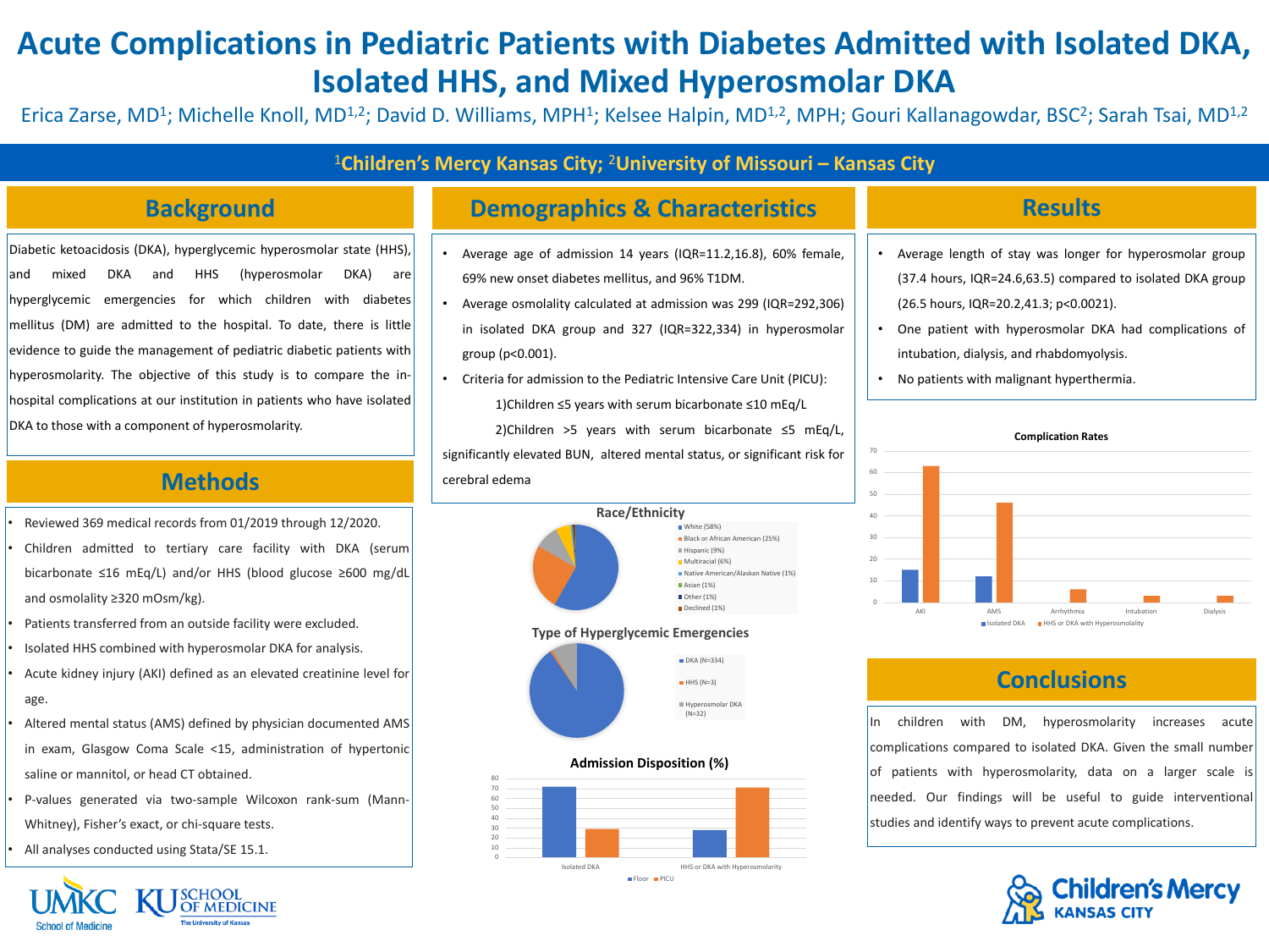# Acute Complications in Pediatric Patients with Diabetes Admitted with Isolated DKA, Isolated HHS, and Mixed Hyperosmolar DKA

Erica Zarse, MD[1]; Michelle Knoll, MD[1,2]; David D. Williams, MPH[1]; Kelsee Halpin, MD[1,2], MPH; Gouri Kallanagowdar, BSC[2]; Sarah Tsai, MD[1,2]

[1]Children's Mercy Kansas City; [2]University of Missouri – Kansas City

## Background

Diabetic ketoacidosis (DKA), hyperglycemic hyperosmolar state (HHS), and mixed DKA and HHS (hyperosmolar DKA) are hyperglycemic emergencies for which children with diabetes mellitus (DM) are admitted to the hospital. To date, there is little evidence to guide the management of pediatric diabetic patients with hyperosmolarity. The objective of this study is to compare the in-hospital complications at our institution in patients who have isolated DKA to those with a component of hyperosmolarity.

## Methods

- Reviewed 369 medical records from 01/2019 through 12/2020.
- Children admitted to tertiary care facility with DKA (serum bicarbonate ≤16 mEq/L) and/or HHS (blood glucose ≥600 mg/dL and osmolality ≥320 mOsm/kg).
- Patients transferred from an outside facility were excluded.
- Isolated HHS combined with hyperosmolar DKA for analysis.
- Acute kidney injury (AKI) defined as an elevated creatinine level for age.
- Altered mental status (AMS) defined by physician documented AMS in exam, Glasgow Coma Scale <15, administration of hypertonic saline or mannitol, or head CT obtained.
- P-values generated via two-sample Wilcoxon rank-sum (Mann-Whitney), Fisher's exact, or chi-square tests.
- All analyses conducted using Stata/SE 15.1.

## Demographics & Characteristics

- Average age of admission 14 years (IQR=11.2,16.8), 60% female, 69% new onset diabetes mellitus, and 96% T1DM.
- Average osmolality calculated at admission was 299 (IQR=292,306) in isolated DKA group and 327 (IQR=322,334) in hyperosmolar group ($p<0.001$).
- Criteria for admission to the Pediatric Intensive Care Unit (PICU):
  1) Children ≤5 years with serum bicarbonate ≤10 mEq/L
  2) Children >5 years with serum bicarbonate ≤5 mEq/L, significantly elevated BUN, altered mental status, or significant risk for cerebral edema

**Race/Ethnicity**

White (58%)
Black or African American (25%)
Hispanic (9%)
Multiracial (6%)
Native American/Alaskan Native (1%)
Asian (1%)
Other (1%)
Declined (1%)

**Type of Hyperglycemic Emergencies**

DKA (N=334)
HHS (N=3)
Hyperosmolar DKA (N=32)

**Admission Disposition (%)**

0
10
20
30
40
50
60
70
80

Isolated DKA
HHS or DKA with Hyperosmolarity

Floor
PICU

## Results

- Average length of stay was longer for hyperosmolar group (37.4 hours, IQR=24.6,63.5) compared to isolated DKA group (26.5 hours, IQR=20.2,41.3; $p<0.0021$).
- One patient with hyperosmolar DKA had complications of intubation, dialysis, and rhabdomyolysis.
- No patients with malignant hyperthermia.

**Complication Rates**

0
10
20
30
40
50
60
70

AKI
AMS
Arrhythmia
Intubation
Dialysis

Isolated DKA
HHS or DKA with Hyperosmolarity

## Conclusions

In children with DM, hyperosmolarity increases acute complications compared to isolated DKA. Given the small number of patients with hyperosmolarity, data on a larger scale is needed. Our findings will be useful to guide interventional studies and identify ways to prevent acute complications.

UMKC School of Medicine
KU School of Medicine, The University of Kansas
Children's Mercy Kansas City